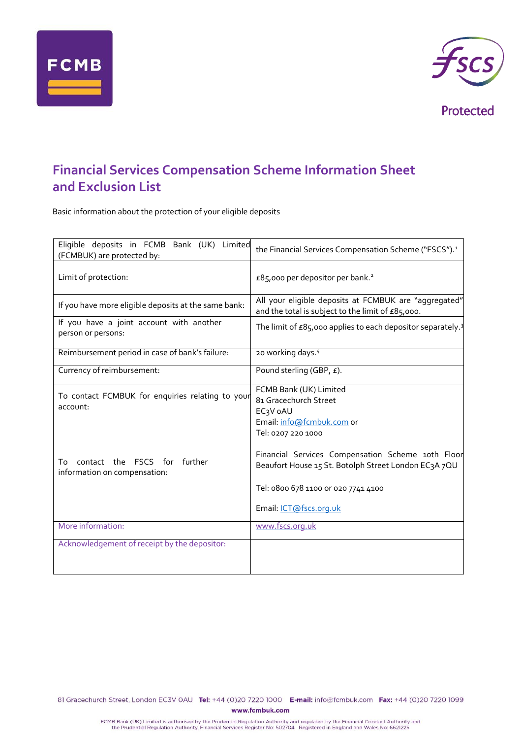# Financial Services Compensation Scheme Information Sheet and Exclusion List

Basic information about the protection of your eligible deposits

| | |
|---|---|
| Eligible deposits in FCMB Bank (UK) Limited (FCMBUK) are protected by: | the Financial Services Compensation Scheme ("FSCS").[1] |
| Limit of protection: | £85,000 per depositor per bank.[2] |
| If you have more eligible deposits at the same bank: | All your eligible deposits at FCMBUK are "aggregated" and the total is subject to the limit of £85,000. |
| If you have a joint account with another person or persons: | The limit of £85,000 applies to each depositor separately.[3] |
| Reimbursement period in case of bank's failure: | 20 working days.[4] |
| Currency of reimbursement: | Pound sterling (GBP, £). |
| To contact FCMBUK for enquiries relating to your account:<br><br>To contact the FSCS for further information on compensation: | FCMB Bank (UK) Limited<br>81 Gracechurch Street<br>EC3V 0AU<br>Email: info@fcmbuk.com or<br>Tel: 0207 220 1000<br><br>Financial Services Compensation Scheme 10th Floor Beaufort House 15 St. Botolph Street London EC3A 7QU<br><br>Tel: 0800 678 1100 or 020 7741 4100<br><br>Email: ICT@fscs.org.uk |
| More information: | www.fscs.org.uk |
| Acknowledgement of receipt by the depositor: | |

81 Gracechurch Street, London EC3V 0AU **Tel:** +44 (0)20 7220 1000 **E-mail:** info@fcmbuk.com **Fax:** +44 (0)20 7220 1099

**www.fcmbuk.com**

FCMB Bank (UK) Limited is authorised by the Prudential Regulation Authority and regulated by the Financial Conduct Authority and the Prudential Regulation Authority, Financial Services Register No: 502704 Registered in England and Wales No: 6621225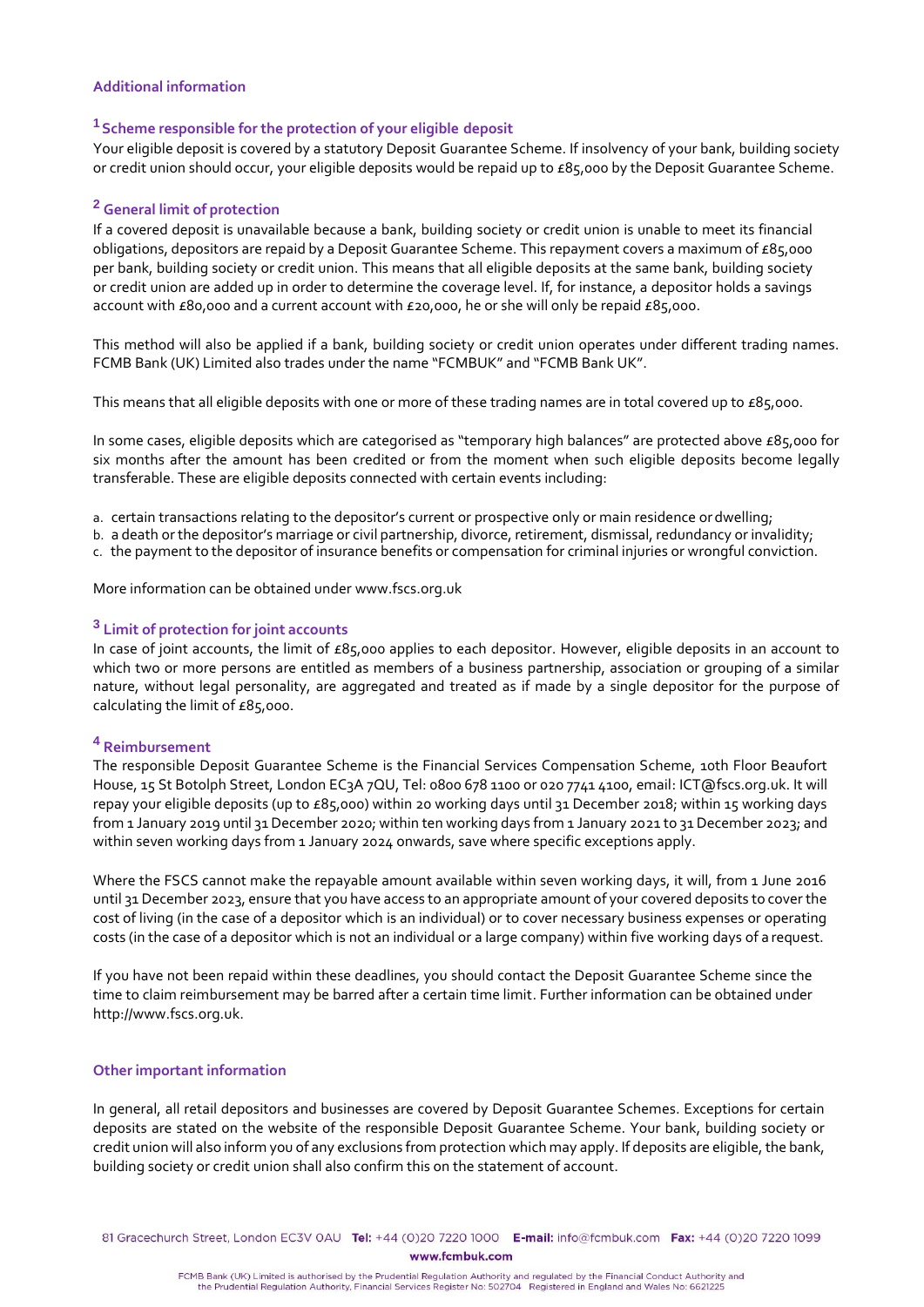## Additional information

### [1] Scheme responsible for the protection of your eligible deposit

Your eligible deposit is covered by a statutory Deposit Guarantee Scheme. If insolvency of your bank, building society or credit union should occur, your eligible deposits would be repaid up to £85,000 by the Deposit Guarantee Scheme.

### [2] General limit of protection

If a covered deposit is unavailable because a bank, building society or credit union is unable to meet its financial obligations, depositors are repaid by a Deposit Guarantee Scheme. This repayment covers a maximum of £85,000 per bank, building society or credit union. This means that all eligible deposits at the same bank, building society or credit union are added up in order to determine the coverage level. If, for instance, a depositor holds a savings account with £80,000 and a current account with £20,000, he or she will only be repaid £85,000.

This method will also be applied if a bank, building society or credit union operates under different trading names. FCMB Bank (UK) Limited also trades under the name "FCMBUK" and "FCMB Bank UK".

This means that all eligible deposits with one or more of these trading names are in total covered up to £85,000.

In some cases, eligible deposits which are categorised as "temporary high balances" are protected above £85,000 for six months after the amount has been credited or from the moment when such eligible deposits become legally transferable. These are eligible deposits connected with certain events including:

a. certain transactions relating to the depositor's current or prospective only or main residence or dwelling;
b. a death or the depositor's marriage or civil partnership, divorce, retirement, dismissal, redundancy or invalidity;
c. the payment to the depositor of insurance benefits or compensation for criminal injuries or wrongful conviction.

More information can be obtained under www.fscs.org.uk

### [3] Limit of protection for joint accounts

In case of joint accounts, the limit of £85,000 applies to each depositor. However, eligible deposits in an account to which two or more persons are entitled as members of a business partnership, association or grouping of a similar nature, without legal personality, are aggregated and treated as if made by a single depositor for the purpose of calculating the limit of £85,000.

### [4] Reimbursement

The responsible Deposit Guarantee Scheme is the Financial Services Compensation Scheme, 10th Floor Beaufort House, 15 St Botolph Street, London EC3A 7QU, Tel: 0800 678 1100 or 020 7741 4100, email: ICT@fscs.org.uk. It will repay your eligible deposits (up to £85,000) within 20 working days until 31 December 2018; within 15 working days from 1 January 2019 until 31 December 2020; within ten working days from 1 January 2021 to 31 December 2023; and within seven working days from 1 January 2024 onwards, save where specific exceptions apply.

Where the FSCS cannot make the repayable amount available within seven working days, it will, from 1 June 2016 until 31 December 2023, ensure that you have access to an appropriate amount of your covered deposits to cover the cost of living (in the case of a depositor which is an individual) or to cover necessary business expenses or operating costs (in the case of a depositor which is not an individual or a large company) within five working days of a request.

If you have not been repaid within these deadlines, you should contact the Deposit Guarantee Scheme since the time to claim reimbursement may be barred after a certain time limit. Further information can be obtained under http://www.fscs.org.uk.

## Other important information

In general, all retail depositors and businesses are covered by Deposit Guarantee Schemes. Exceptions for certain deposits are stated on the website of the responsible Deposit Guarantee Scheme. Your bank, building society or credit union will also inform you of any exclusions from protection which may apply. If deposits are eligible, the bank, building society or credit union shall also confirm this on the statement of account.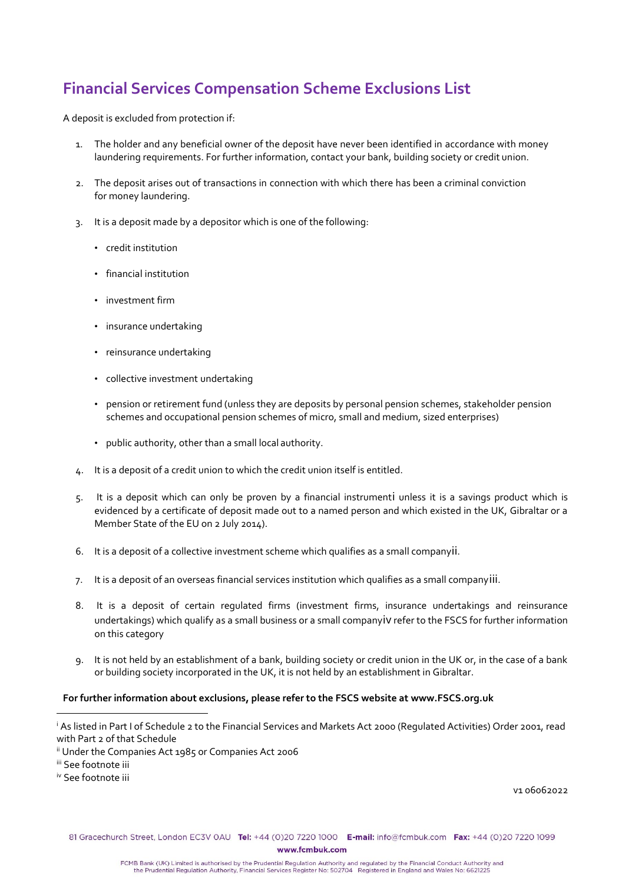# Financial Services Compensation Scheme Exclusions List

A deposit is excluded from protection if:

1. The holder and any beneficial owner of the deposit have never been identified in accordance with money laundering requirements. For further information, contact your bank, building society or credit union.

2. The deposit arises out of transactions in connection with which there has been a criminal conviction for money laundering.

3. It is a deposit made by a depositor which is one of the following:

   - credit institution
   - financial institution
   - investment firm
   - insurance undertaking
   - reinsurance undertaking
   - collective investment undertaking
   - pension or retirement fund (unless they are deposits by personal pension schemes, stakeholder pension schemes and occupational pension schemes of micro, small and medium, sized enterprises)
   - public authority, other than a small local authority.

4. It is a deposit of a credit union to which the credit union itself is entitled.

5. It is a deposit which can only be proven by a financial instrument[i] unless it is a savings product which is evidenced by a certificate of deposit made out to a named person and which existed in the UK, Gibraltar or a Member State of the EU on 2 July 2014).

6. It is a deposit of a collective investment scheme which qualifies as a small company[ii].

7. It is a deposit of an overseas financial services institution which qualifies as a small company[iii].

8. It is a deposit of certain regulated firms (investment firms, insurance undertakings and reinsurance undertakings) which qualify as a small business or a small company[iv] refer to the FSCS for further information on this category

9. It is not held by an establishment of a bank, building society or credit union in the UK or, in the case of a bank or building society incorporated in the UK, it is not held by an establishment in Gibraltar.

**For further information about exclusions, please refer to the FSCS website at www.FSCS.org.uk**

---

[i] As listed in Part I of Schedule 2 to the Financial Services and Markets Act 2000 (Regulated Activities) Order 2001, read with Part 2 of that Schedule

[ii] Under the Companies Act 1985 or Companies Act 2006

[iii] See footnote iii

[iv] See footnote iii

v1 06062022

81 Gracechurch Street, London EC3V 0AU **Tel:** +44 (0)20 7220 1000 **E-mail:** info@fcmbuk.com **Fax:** +44 (0)20 7220 1099

**www.fcmbuk.com**

FCMB Bank (UK) Limited is authorised by the Prudential Regulation Authority and regulated by the Financial Conduct Authority and the Prudential Regulation Authority, Financial Services Register No: 502704 Registered in England and Wales No: 6621225